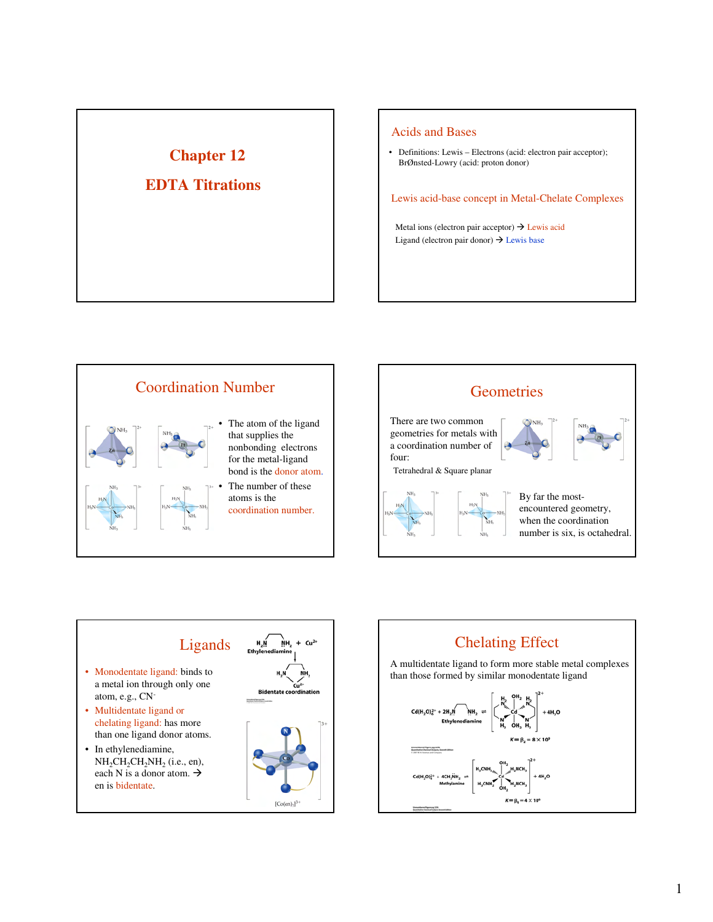# Chapter 12

# EDTA Titrations

## Acids and Bases

- Definitions: Lewis – Electrons (acid: electron pair acceptor); BrØnsted-Lowry (acid: proton donor)

### Lewis acid-base concept in Metal-Chelate Complexes

Metal ions (electron pair acceptor) → Lewis acid
Ligand (electron pair donor) → Lewis base

## Coordination Number

- The atom of the ligand that supplies the nonbonding electrons for the metal-ligand bond is the donor atom.
- The number of these atoms is the coordination number.

## Geometries

There are two common geometries for metals with a coordination number of four:

Tetrahedral & Square planar

By far the most-encountered geometry, when the coordination number is six, is octahedral.

## Ligands

- Monodentate ligand: binds to a metal ion through only one atom, e.g., $CN^-$
- Multidentate ligand or chelating ligand: has more than one ligand donor atoms.
- In ethylenediamine, $NH_2CH_2CH_2NH_2$ (i.e., en), each N is a donor atom. → en is bidentate.

Ethylenediamine + $Cu^{2+}$ → Bidentate coordination

$[Co(en)_3]^{3+}$

## Chelating Effect

A multidentate ligand to form more stable metal complexes than those formed by similar monodentate ligand

$Cd(H_2O)_6^{2+} + 2H_2NCH_2CH_2NH_2$ (Ethylenediamine) $\rightleftharpoons$ $[Cd(en)_2(H_2O)_2]^{2+} + 4H_2O$

$K = \beta_2 = 8 \times 10^9$

$Cd(H_2O)_6^{2+} + 4CH_3NH_2$ (Methylamine) $\rightleftharpoons$ $[Cd(CH_3NH_2)_4(H_2O)_2]^{2+} + 4H_2O$

$K = \beta_4 = 4 \times 10^6$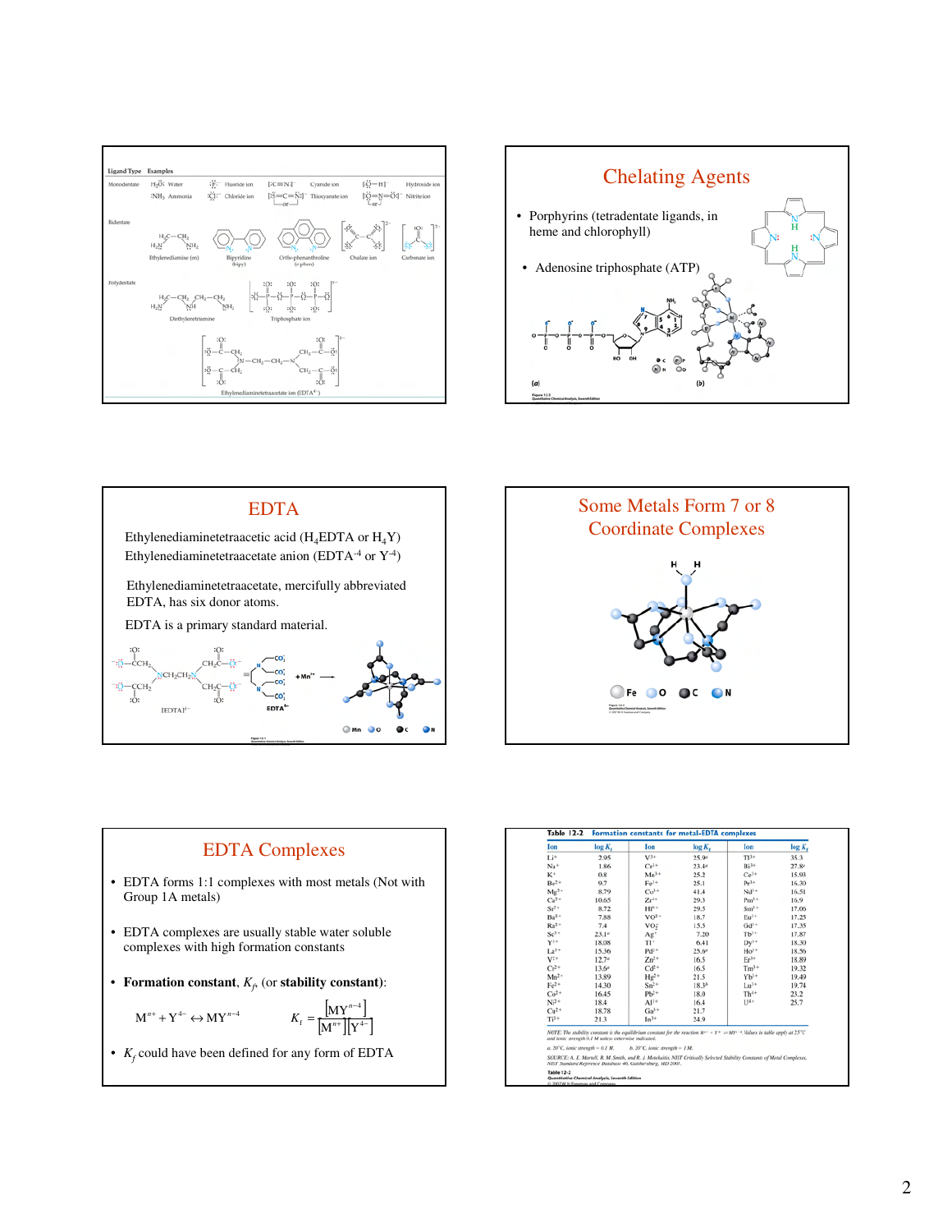| Ligand Type | Examples |
|---|---|
| Monodentate | $H_2O$: Water; $:NH_3$ Ammonia; Fluoride ion; Chloride ion; Cyanide ion; Thiocyanate ion; Hydroxide ion; Nitrite ion |
| Bidentate | Ethylenediamine (en); Bipyridine (bipy); Ortho-phenanthroline (o-phen); Oxalate ion; Carbonate ion |
| Polydentate | Diethylenetriamine; Triphosphate ion; Ethylenediaminetetraacetate ion ($EDTA^{4-}$) |

## Chelating Agents

- Porphyrins (tetradentate ligands, in heme and chlorophyll)
- Adenosine triphosphate (ATP)

## EDTA

Ethylenediaminetetraacetic acid ($H_4EDTA$ or $H_4Y$)
Ethylenediaminetetraacetate anion ($EDTA^{-4}$ or $Y^{-4}$)

Ethylenediaminetetraacetate, mercifully abbreviated EDTA, has six donor atoms.

EDTA is a primary standard material.

## Some Metals Form 7 or 8 Coordinate Complexes

## EDTA Complexes

- EDTA forms 1:1 complexes with most metals (Not with Group 1A metals)
- EDTA complexes are usually stable water soluble complexes with high formation constants
- **Formation constant**, $K_f$, (or **stability constant**):

$$M^{n+} + Y^{4-} \leftrightarrow MY^{n-4} \qquad K_f = \frac{[MY^{n-4}]}{[M^{n+}][Y^{4-}]}$$

- $K_f$ could have been defined for any form of EDTA

**Table 12-2 Formation constants for metal-EDTA complexes**

| Ion | log $K_f$ | Ion | log $K_f$ | Ion | log $K_f$ |
|---|---|---|---|---|---|
| $Li^+$ | 2.95 | $V^{3+}$ | 25.9[a] | $Tl^{3+}$ | 35.3 |
| $Na^+$ | 1.86 | $Cr^{3+}$ | 23.4[a] | $Bi^{3+}$ | 27.8[a] |
| $K^+$ | 0.8 | $Mn^{3+}$ | 25.2 | $Ce^{3+}$ | 15.93 |
| $Be^{2+}$ | 9.7 | $Fe^{3+}$ | 25.1 | $Pr^{3+}$ | 16.30 |
| $Mg^{2+}$ | 8.79 | $Co^{3+}$ | 41.4 | $Nd^{3+}$ | 16.51 |
| $Ca^{2+}$ | 10.65 | $Zr^{4+}$ | 29.3 | $Pm^{3+}$ | 16.9 |
| $Sr^{2+}$ | 8.72 | $Hf^{4+}$ | 29.5 | $Sm^{3+}$ | 17.06 |
| $Ba^{2+}$ | 7.88 | $VO^{2+}$ | 18.7 | $Eu^{3+}$ | 17.25 |
| $Ra^{2+}$ | 7.4 | $VO_2^+$ | 15.5 | $Gd^{3+}$ | 17.35 |
| $Sc^{3+}$ | 23.1[a] | $Ag^+$ | 7.20 | $Tb^{3+}$ | 17.87 |
| $Y^{3+}$ | 18.08 | $Tl^+$ | 6.41 | $Dy^{3+}$ | 18.30 |
| $La^{3+}$ | 15.36 | $Pd^{2+}$ | 25.6[a] | $Ho^{3+}$ | 18.56 |
| $V^{2+}$ | 12.7[a] | $Zn^{2+}$ | 16.5 | $Er^{3+}$ | 18.89 |
| $Cr^{2+}$ | 13.6[a] | $Cd^{2+}$ | 16.5 | $Tm^{3+}$ | 19.32 |
| $Mn^{2+}$ | 13.89 | $Hg^{2+}$ | 21.5 | $Yb^{3+}$ | 19.49 |
| $Fe^{2+}$ | 14.30 | $Sn^{2+}$ | 18.3[b] | $Lu^{3+}$ | 19.74 |
| $Co^{2+}$ | 16.45 | $Pb^{2+}$ | 18.0 | $Th^{4+}$ | 23.2 |
| $Ni^{2+}$ | 18.4 | $Al^{3+}$ | 16.4 | $U^{4+}$ | 25.7 |
| $Cu^{2+}$ | 18.78 | $Ga^{3+}$ | 21.7 | | |
| $Ti^{3+}$ | 21.3 | $In^{3+}$ | 24.9 | | |

NOTE: The stability constant is the equilibrium constant for the reaction $M^{n+} + Y^{4-} \rightleftharpoons MY^{n-4}$. Values in table apply at 25°C and ionic strength 0.1 M unless otherwise indicated.

a. 20°C, ionic strength = 0.1 M. b. 20°C, ionic strength = 1 M.

SOURCE: A. E. Martell, R. M. Smith, and R. J. Motekaitis, NIST Critically Selected Stability Constants of Metal Complexes, NIST Standard Reference Database 46, Gaithersburg, MD 2001.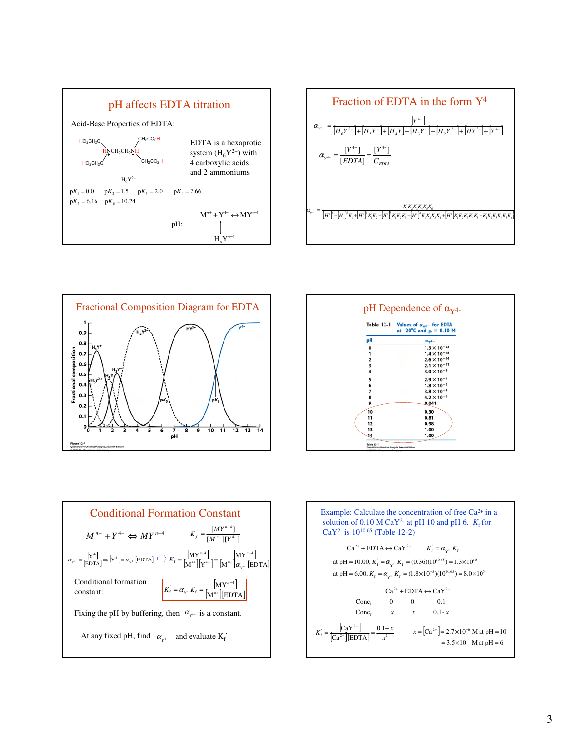## pH affects EDTA titration

Acid-Base Properties of EDTA:

$HO_2CH_2C$, $CH_2CO_2H$, $H\overset{+}{N}CH_2CH_2\overset{+}{N}H$, $HO_2CH_2C$, $CH_2CO_2H$

$H_6Y^{2+}$

EDTA is a hexaprotic system ($H_6Y^{2+}$) with 4 carboxylic acids and 2 ammoniums

$pK_1 = 0.0 \quad pK_2 = 1.5 \quad pK_3 = 2.0 \quad pK_4 = 2.66$

$pK_5 = 6.16 \quad pK_6 = 10.24$

$$M^{n+} + Y^{4-} \leftrightarrow MY^{n-4}$$

pH: $\updownarrow$

$$H_nY^{n-4}$$

## Fraction of EDTA in the form $Y^{4-}$

$$\alpha_{Y^{4-}} = \frac{[Y^{4-}]}{[H_6Y^{2+}]+[H_5Y^{+}]+[H_4Y]+[H_3Y^{-}]+[H_2Y^{2-}]+[HY^{3-}]+[Y^{4-}]}$$

$$\alpha_{Y^{4-}} = \frac{[Y^{4-}]}{[EDTA]} = \frac{[Y^{4-}]}{C_{EDTA}}$$

$$\alpha_{Y^{4-}} = \frac{K_1K_2K_3K_4K_5K_6}{[H^+]^6+[H^+]^5K_1+[H^+]^4K_1K_2+[H^+]^3K_1K_2K_3+[H^+]^2K_1K_2K_3K_4+[H^+]K_1K_2K_3K_4K_5+K_1K_2K_3K_4K_5K_6}$$

## Fractional Composition Diagram for EDTA

Figure 12-7 (Fractional composition vs. pH, showing $H_6Y^{2+}$, $H_5Y^+$, $H_4Y$, $H_3Y^-$, $H_2Y^{2-}$, $HY^{3-}$, $Y^{4-}$; $pK_5$ and $pK_6$ marked)

## pH Dependence of $\alpha_{Y^{4-}}$

Table 12-1 Values of $\alpha_{Y^{4-}}$ for EDTA at 20°C and $\mu$ = 0.10 M

| pH | $\alpha_{Y^{4-}}$ |
|---|---|
| 0 | $1.3 \times 10^{-23}$ |
| 1 | $1.4 \times 10^{-18}$ |
| 2 | $2.6 \times 10^{-14}$ |
| 3 | $2.1 \times 10^{-11}$ |
| 4 | $3.0 \times 10^{-9}$ |
| 5 | $2.9 \times 10^{-7}$ |
| 6 | $1.8 \times 10^{-5}$ |
| 7 | $3.8 \times 10^{-4}$ |
| 8 | $4.2 \times 10^{-3}$ |
| 9 | 0.041 |
| 10 | 0.30 |
| 11 | 0.81 |
| 12 | 0.98 |
| 13 | 1.00 |
| 14 | 1.00 |

## Conditional Formation Constant

$$M^{n+} + Y^{4-} \Leftrightarrow MY^{n-4} \qquad K_f = \frac{[MY^{n-4}]}{[M^{n+}][Y^{4-}]}$$

$$\alpha_{Y^{4-}} = \frac{[Y^{4-}]}{[EDTA]} \Rightarrow [Y^{4-}] = \alpha_{Y^{4-}}[EDTA] \Rightarrow K_f = \frac{[MY^{n-4}]}{[M^{n+}][Y^{4-}]} = \frac{[MY^{n-4}]}{[M^{n+}]\alpha_{Y^{4-}}[EDTA]}$$

Conditional formation constant:

$$K_f' = \alpha_{Y^{4-}}K_f = \frac{[MY^{n-4}]}{[M^{n+}][EDTA]}$$

Fixing the pH by buffering, then $\alpha_{Y^{4-}}$ is a constant.

At any fixed pH, find $\alpha_{Y^{4-}}$ and evaluate $K_f'$

## Example: Calculate the concentration of free $Ca^{2+}$ in a solution of 0.10 M $CaY^{2-}$ at pH 10 and pH 6. $K_f$ for $CaY^{2-}$ is $10^{10.65}$ (Table 12-2)

$$Ca^{2+} + EDTA \leftrightarrow CaY^{2-} \qquad K_f' = \alpha_{Y^{4-}}K_f$$

at pH = 10.00, $K_f' = \alpha_{Y^{4-}}K_f = (0.36)(10^{10.65}) = 1.3\times10^{10}$

at pH = 6.00, $K_f' = \alpha_{Y^{4-}}K_f = (1.8\times10^{-5})(10^{10.65}) = 8.0\times10^{5}$

| | $Ca^{2+}$ | + EDTA | $\leftrightarrow CaY^{2-}$ |
|---|---|---|---|
| $Conc_i$ | 0 | 0 | 0.1 |
| $Conc_f$ | $x$ | $x$ | 0.1 - $x$ |

$$K_f' = \frac{[CaY^{2-}]}{[Ca^{2+}][EDTA]} = \frac{0.1-x}{x^2}$$

$x = [Ca^{2+}] = 2.7\times10^{-6}$ M at pH = 10

$= 3.5\times10^{-4}$ M at pH = 6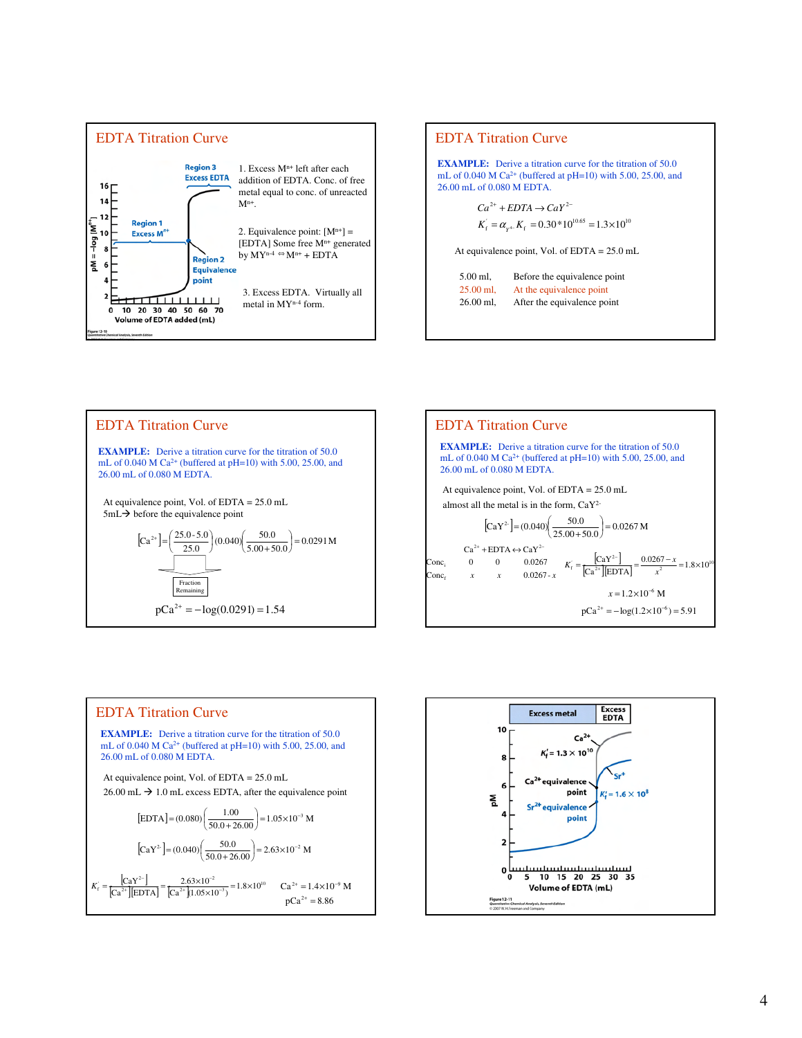## EDTA Titration Curve

Region 3 Excess EDTA

Region 1 Excess $M^{n+}$

Region 2 Equivalence point

pM = −log [$M^{n+}$]

Volume of EDTA added (mL)

Figure 12-10 Quantitative Chemical Analysis, Seventh Edition

1. Excess $M^{n+}$ left after each addition of EDTA. Conc. of free metal equal to conc. of unreacted $M^{n+}$.

2. Equivalence point: [$M^{n+}$] = [EDTA] Some free $M^{n+}$ generated by $MY^{n-4} \Leftrightarrow M^{n+}$ + EDTA

3. Excess EDTA. Virtually all metal in $MY^{n-4}$ form.

## EDTA Titration Curve

**EXAMPLE:** Derive a titration curve for the titration of 50.0 mL of 0.040 M $Ca^{2+}$ (buffered at pH=10) with 5.00, 25.00, and 26.00 mL of 0.080 M EDTA.

$$Ca^{2+} + EDTA \rightarrow CaY^{2-}$$

$$K_f^{'} = \alpha_{Y^{4-}} K_f = 0.30 * 10^{10.65} = 1.3\times10^{10}$$

At equivalence point, Vol. of EDTA = 25.0 mL

| | |
|---|---|
| 5.00 ml, | Before the equivalence point |
| 25.00 ml, | At the equivalence point |
| 26.00 ml, | After the equivalence point |

## EDTA Titration Curve

**EXAMPLE:** Derive a titration curve for the titration of 50.0 mL of 0.040 M $Ca^{2+}$ (buffered at pH=10) with 5.00, 25.00, and 26.00 mL of 0.080 M EDTA.

At equivalence point, Vol. of EDTA = 25.0 mL

5mL→ before the equivalence point

$$[Ca^{2+}] = \left(\frac{25.0-5.0}{25.0}\right)(0.040)\left(\frac{50.0}{5.00+50.0}\right) = 0.0291\,M$$

Fraction Remaining

$$pCa^{2+} = -\log(0.0291) = 1.54$$

## EDTA Titration Curve

**EXAMPLE:** Derive a titration curve for the titration of 50.0 mL of 0.040 M $Ca^{2+}$ (buffered at pH=10) with 5.00, 25.00, and 26.00 mL of 0.080 M EDTA.

At equivalence point, Vol. of EDTA = 25.0 mL

almost all the metal is in the form, $CaY^{2-}$

$$[CaY^{2-}] = (0.040)\left(\frac{50.0}{25.00+50.0}\right) = 0.0267\,M$$

| | $Ca^{2+}$ | + EDTA ↔ | $CaY^{2-}$ |
|---|---|---|---|
| $Conc_i$ | 0 | 0 | 0.0267 |
| $Conc_f$ | $x$ | $x$ | 0.0267 - $x$ |

$$K_f^{'} = \frac{[CaY^{2-}]}{[Ca^{2+}][EDTA]} = \frac{0.0267 - x}{x^2} = 1.8\times10^{10}$$

$$x = 1.2\times10^{-6}\,M$$

$$pCa^{2+} = -\log(1.2\times10^{-6}) = 5.91$$

## EDTA Titration Curve

**EXAMPLE:** Derive a titration curve for the titration of 50.0 mL of 0.040 M $Ca^{2+}$ (buffered at pH=10) with 5.00, 25.00, and 26.00 mL of 0.080 M EDTA.

At equivalence point, Vol. of EDTA = 25.0 mL

26.00 mL → 1.0 mL excess EDTA, after the equivalence point

$$[EDTA] = (0.080)\left(\frac{1.00}{50.0+26.00}\right) = 1.05\times10^{-3}\,M$$

$$[CaY^{2-}] = (0.040)\left(\frac{50.0}{50.0+26.00}\right) = 2.63\times10^{-2}\,M$$

$$K_f^{'} = \frac{[CaY^{2-}]}{[Ca^{2+}][EDTA]} = \frac{2.63\times10^{-2}}{[Ca^{2+}](1.05\times10^{-3})} = 1.8\times10^{10} \quad Ca^{2+} = 1.4\times10^{-9}\,M$$

$$pCa^{2+} = 8.86$$

Excess metal | Excess EDTA

$Ca^{2+}$ $K_f' = 1.3\times10^{10}$

$Sr^{2+}$ $K_f' = 1.6\times10^{8}$

$Ca^{2+}$ equivalence point

$Sr^{2+}$ equivalence point

pM

Volume of EDTA (mL)

Figure 12-11 Quantitative Chemical Analysis, Seventh Edition © 2007 W. H. Freeman and Company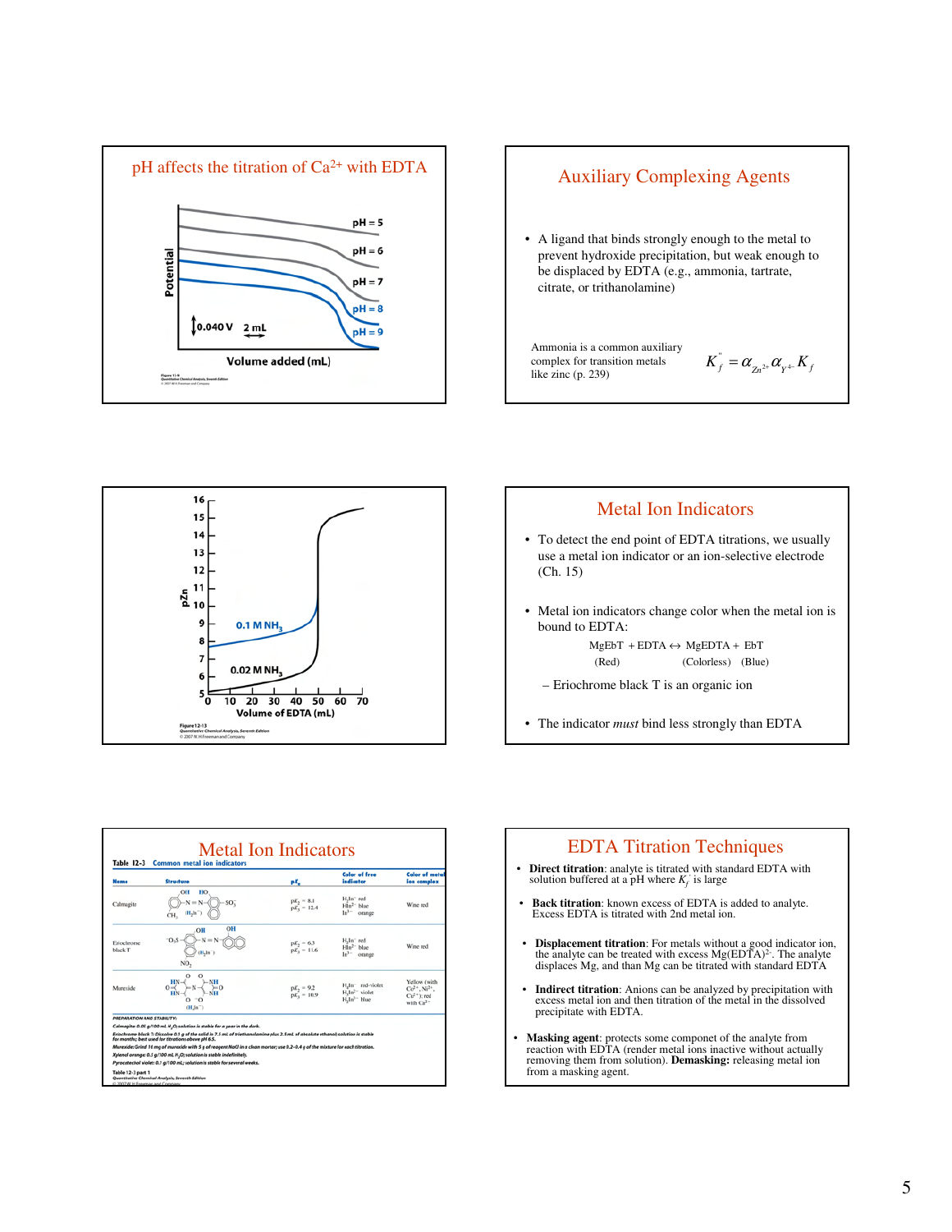## pH affects the titration of $Ca^{2+}$ with EDTA

pH = 5
pH = 6
pH = 7
pH = 8
pH = 9
Potential
0.040 V
2 mL
Volume added (mL)

## Auxiliary Complexing Agents

- A ligand that binds strongly enough to the metal to prevent hydroxide precipitation, but weak enough to be displaced by EDTA (e.g., ammonia, tartrate, citrate, or trithanolamine)

Ammonia is a common auxiliary complex for transition metals like zinc (p. 239)

$$K_f'' = \alpha_{Zn^{2+}} \alpha_{Y^{4-}} K_f$$

16
15
14
13
12
11
10
9
8
7
6
5
pZn
0.1 M $NH_3$
0.02 M $NH_3$
0 10 20 30 40 50 60 70
Volume of EDTA (mL)

## Metal Ion Indicators

- To detect the end point of EDTA titrations, we usually use a metal ion indicator or an ion-selective electrode (Ch. 15)
- Metal ion indicators change color when the metal ion is bound to EDTA:

$$\text{MgEbT} + \text{EDTA} \leftrightarrow \text{MgEDTA} + \text{EbT}$$

(Red) (Colorless) (Blue)

  – Eriochrome black T is an organic ion

- The indicator *must* bind less strongly than EDTA

## Metal Ion Indicators

Table 12-3 Common metal ion indicators

| Name | Structure | $pK_a$ | Color of free indicator | Color of metal ion complex |
|---|---|---|---|---|
| Calmagite | | $pK_2 = 8.1$, $pK_3 = 12.4$ | $H_2In^-$ red, $HIn^{2-}$ blue, $In^{3-}$ orange | Wine red |
| Eriochrome black T | | $pK_2 = 6.3$, $pK_3 = 11.6$ | $H_2In^-$ red, $HIn^{2-}$ blue, $In^{3-}$ orange | Wine red |
| Murexide | | $pK_2 = 9.2$, $pK_3 = 10.9$ | $H_4In^-$ red-violet, $H_3In^{2-}$ violet, $H_2In^{3-}$ blue | Yellow (with $Co^{2+}$, $Ni^{2+}$, $Cu^{2+}$); red with $Ca^{2+}$ |

PREPARATION AND STABILITY:

Calmagite: 0.05 g/100 mL $H_2O$; solution is stable for a year in the dark.

Eriochrome black T: Dissolve 0.1 g of the solid in 7.5 mL of triethanolamine plus 2.5 mL of absolute ethanol; solution is stable for months; best used for titrations above pH 6.5.

Murexide: Grind 10 mg of murexide with 5 g of reagent NaCl in a clean mortar; use 0.2–0.4 g of the mixture for each titration.

Xylenol orange: 0.5 g/100 mL $H_2O$; solution is stable indefinitely.

Pyrocatechol violet: 0.1 g/100 mL; solution is stable for several weeks.

## EDTA Titration Techniques

- **Direct titration**: analyte is titrated with standard EDTA with solution buffered at a pH where $K_f'$ is large
- **Back titration**: known excess of EDTA is added to analyte. Excess EDTA is titrated with 2nd metal ion.
- **Displacement titration**: For metals without a good indicator ion, the analyte can be treated with excess $Mg(EDTA)^{2-}$. The analyte displaces Mg, and than Mg can be titrated with standard EDTA
- **Indirect titration**: Anions can be analyzed by precipitation with excess metal ion and then titration of the metal in the dissolved precipitate with EDTA.
- **Masking agent**: protects some componet of the analyte from reaction with EDTA (render metal ions inactive without actually removing them from solution). **Demasking:** releasing metal ion from a masking agent.